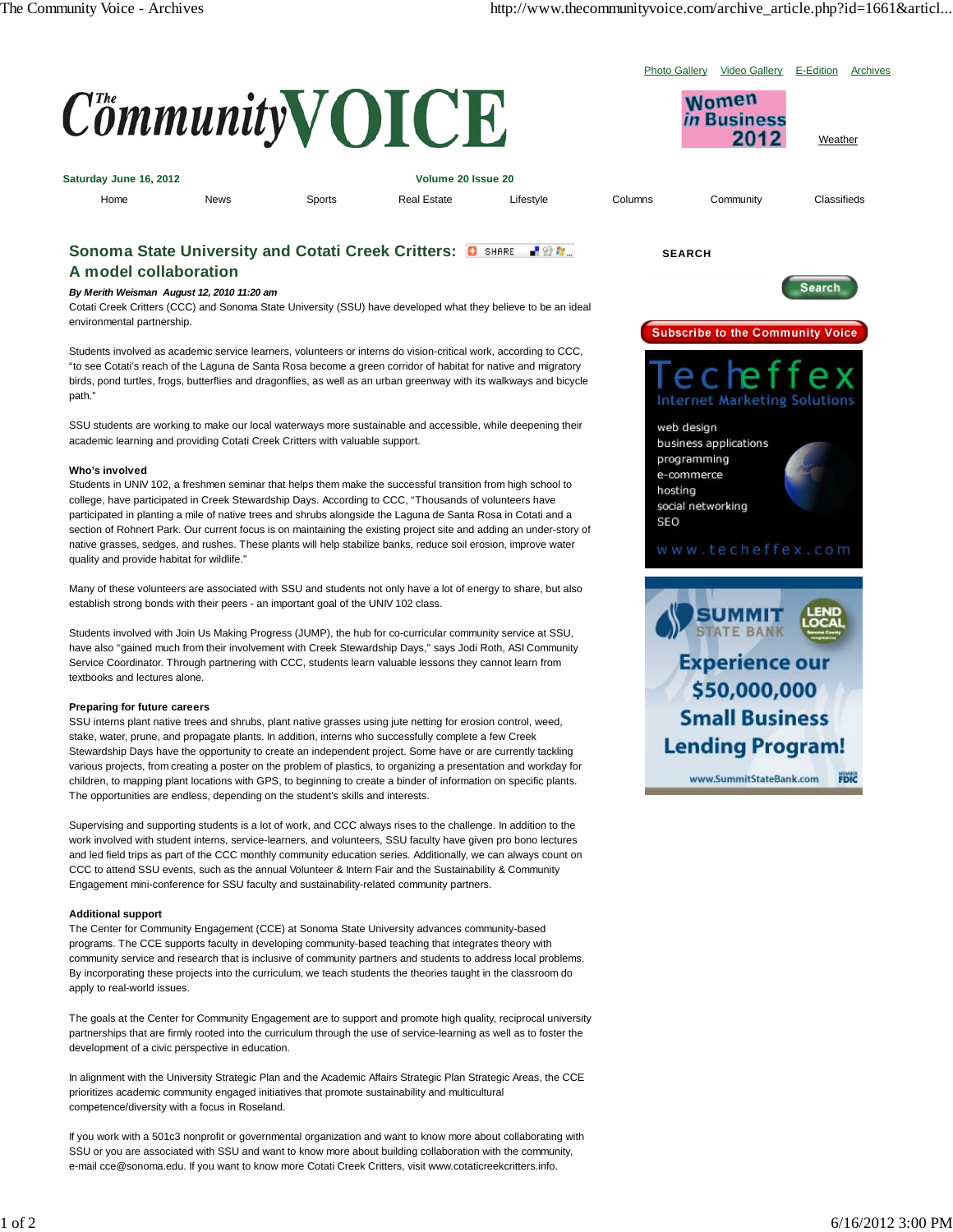# Sonoma State University and Cotati Creek Critters: A model collaboration

***By Merith Weisman August 12, 2010 11:20 am***

Cotati Creek Critters (CCC) and Sonoma State University (SSU) have developed what they believe to be an ideal environmental partnership.

Students involved as academic service learners, volunteers or interns do vision-critical work, according to CCC, "to see Cotati's reach of the Laguna de Santa Rosa become a green corridor of habitat for native and migratory birds, pond turtles, frogs, butterflies and dragonflies, as well as an urban greenway with its walkways and bicycle path."

SSU students are working to make our local waterways more sustainable and accessible, while deepening their academic learning and providing Cotati Creek Critters with valuable support.

**Who's involved**

Students in UNIV 102, a freshmen seminar that helps them make the successful transition from high school to college, have participated in Creek Stewardship Days. According to CCC, "Thousands of volunteers have participated in planting a mile of native trees and shrubs alongside the Laguna de Santa Rosa in Cotati and a section of Rohnert Park. Our current focus is on maintaining the existing project site and adding an under-story of native grasses, sedges, and rushes. These plants will help stabilize banks, reduce soil erosion, improve water quality and provide habitat for wildlife."

Many of these volunteers are associated with SSU and students not only have a lot of energy to share, but also establish strong bonds with their peers - an important goal of the UNIV 102 class.

Students involved with Join Us Making Progress (JUMP), the hub for co-curricular community service at SSU, have also "gained much from their involvement with Creek Stewardship Days," says Jodi Roth, ASI Community Service Coordinator. Through partnering with CCC, students learn valuable lessons they cannot learn from textbooks and lectures alone.

**Preparing for future careers**

SSU interns plant native trees and shrubs, plant native grasses using jute netting for erosion control, weed, stake, water, prune, and propagate plants. In addition, interns who successfully complete a few Creek Stewardship Days have the opportunity to create an independent project. Some have or are currently tackling various projects, from creating a poster on the problem of plastics, to organizing a presentation and workday for children, to mapping plant locations with GPS, to beginning to create a binder of information on specific plants. The opportunities are endless, depending on the student's skills and interests.

Supervising and supporting students is a lot of work, and CCC always rises to the challenge. In addition to the work involved with student interns, service-learners, and volunteers, SSU faculty have given pro bono lectures and led field trips as part of the CCC monthly community education series. Additionally, we can always count on CCC to attend SSU events, such as the annual Volunteer & Intern Fair and the Sustainability & Community Engagement mini-conference for SSU faculty and sustainability-related community partners.

**Additional support**

The Center for Community Engagement (CCE) at Sonoma State University advances community-based programs. The CCE supports faculty in developing community-based teaching that integrates theory with community service and research that is inclusive of community partners and students to address local problems. By incorporating these projects into the curriculum, we teach students the theories taught in the classroom do apply to real-world issues.

The goals at the Center for Community Engagement are to support and promote high quality, reciprocal university partnerships that are firmly rooted into the curriculum through the use of service-learning as well as to foster the development of a civic perspective in education.

In alignment with the University Strategic Plan and the Academic Affairs Strategic Plan Strategic Areas, the CCE prioritizes academic community engaged initiatives that promote sustainability and multicultural competence/diversity with a focus in Roseland.

If you work with a 501c3 nonprofit or governmental organization and want to know more about collaborating with SSU or you are associated with SSU and want to know more about building collaboration with the community, e-mail cce@sonoma.edu. If you want to know more Cotati Creek Critters, visit www.cotaticreekcritters.info.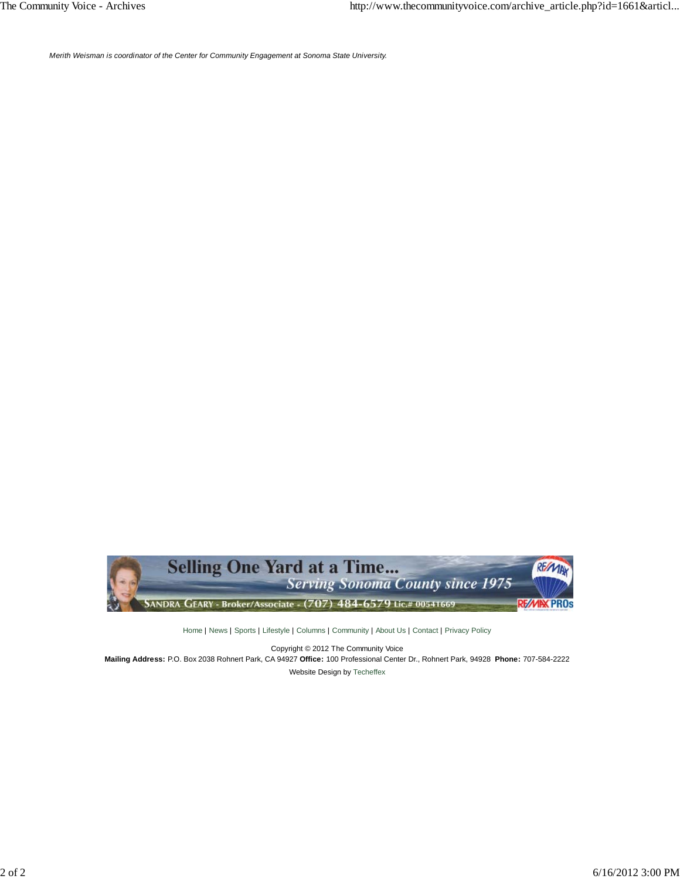*Merith Weisman is coordinator of the Center for Community Engagement at Sonoma State University.*

Selling One Yard at a Time...
Serving Sonoma County since 1975
SANDRA GEARY - Broker/Associate - (707) 484-6579 Lic.# 00541669
RE/MAX PROs

Home | News | Sports | Lifestyle | Columns | Community | About Us | Contact | Privacy Policy

Copyright © 2012 The Community Voice

**Mailing Address:** P.O. Box 2038 Rohnert Park, CA 94927 **Office:** 100 Professional Center Dr., Rohnert Park, 94928 **Phone:** 707-584-2222

Website Design by Techeffex